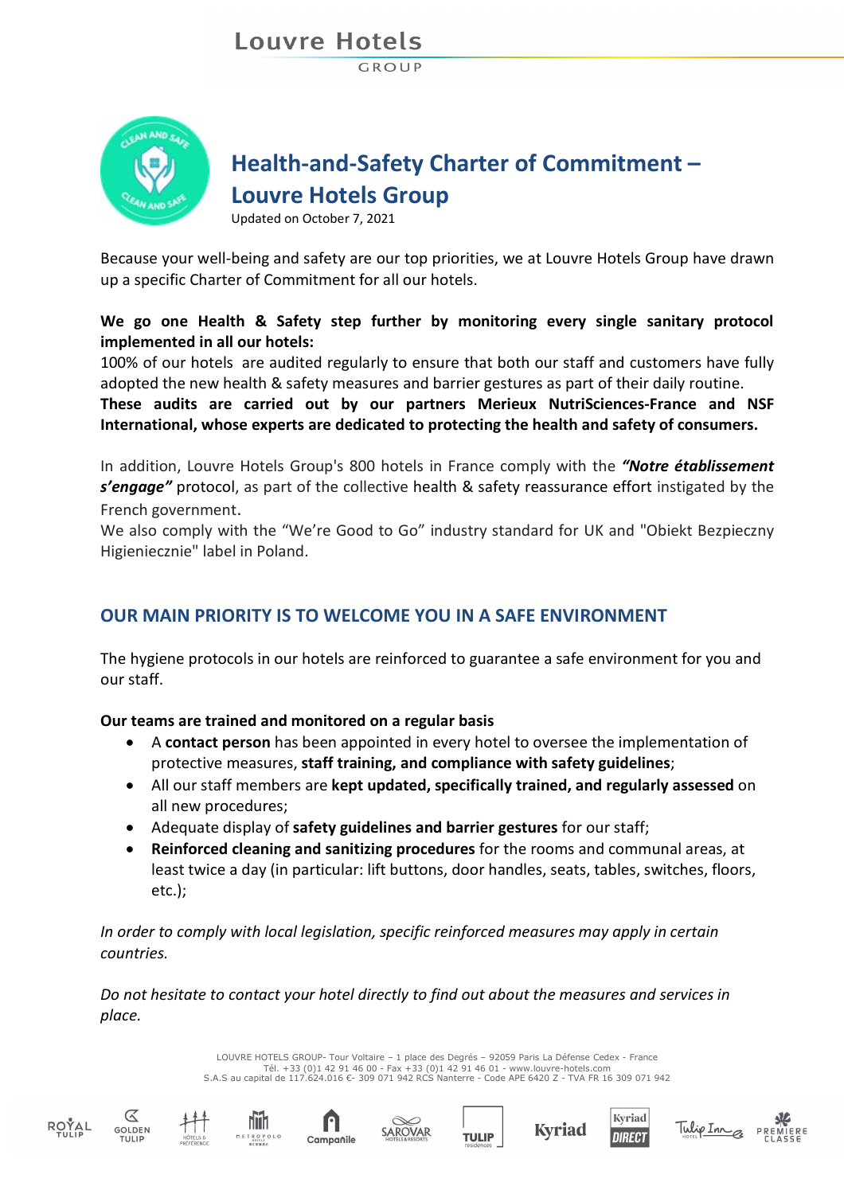# Health-and-Safety Charter of Commitment – Louvre Hotels Group

Updated on October 7, 2021

Because your well-being and safety are our top priorities, we at Louvre Hotels Group have drawn up a specific Charter of Commitment for all our hotels.

**We go one Health & Safety step further by monitoring every single sanitary protocol implemented in all our hotels:**
100% of our hotels are audited regularly to ensure that both our staff and customers have fully adopted the new health & safety measures and barrier gestures as part of their daily routine.
**These audits are carried out by our partners Merieux NutriSciences-France and NSF International, whose experts are dedicated to protecting the health and safety of consumers.**

In addition, Louvre Hotels Group's 800 hotels in France comply with the ***"Notre établissement s'engage"*** protocol, as part of the collective health & safety reassurance effort instigated by the French government.
We also comply with the "We're Good to Go" industry standard for UK and "Obiekt Bezpieczny Higienicznie" label in Poland.

## OUR MAIN PRIORITY IS TO WELCOME YOU IN A SAFE ENVIRONMENT

The hygiene protocols in our hotels are reinforced to guarantee a safe environment for you and our staff.

**Our teams are trained and monitored on a regular basis**

- A **contact person** has been appointed in every hotel to oversee the implementation of protective measures, **staff training, and compliance with safety guidelines**;
- All our staff members are **kept updated, specifically trained, and regularly assessed** on all new procedures;
- Adequate display of **safety guidelines and barrier gestures** for our staff;
- **Reinforced cleaning and sanitizing procedures** for the rooms and communal areas, at least twice a day (in particular: lift buttons, door handles, seats, tables, switches, floors, etc.);

*In order to comply with local legislation, specific reinforced measures may apply in certain countries.*

*Do not hesitate to contact your hotel directly to find out about the measures and services in place.*

LOUVRE HOTELS GROUP- Tour Voltaire – 1 place des Degrés – 92059 Paris La Défense Cedex - France
Tél. +33 (0)1 42 91 46 00 - Fax +33 (0)1 42 91 46 01 - www.louvre-hotels.com
S.A.S au capital de 117.624.016 €- 309 071 942 RCS Nanterre - Code APE 6420 Z - TVA FR 16 309 071 942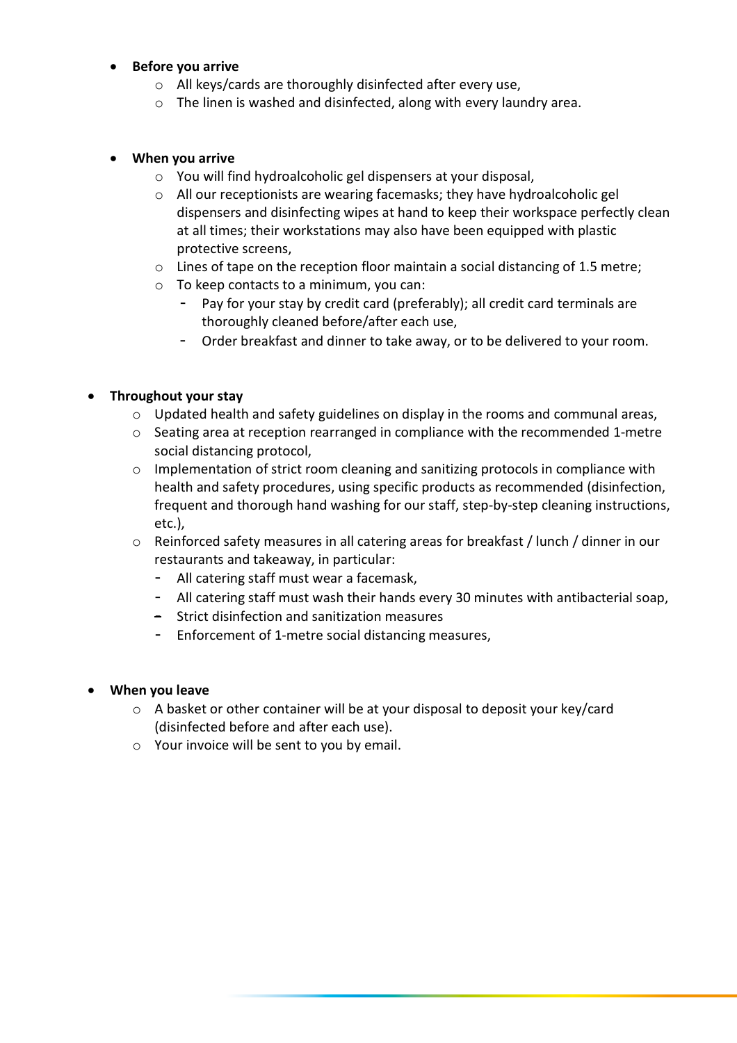- **Before you arrive**
  - All keys/cards are thoroughly disinfected after every use,
  - The linen is washed and disinfected, along with every laundry area.

- **When you arrive**
  - You will find hydroalcoholic gel dispensers at your disposal,
  - All our receptionists are wearing facemasks; they have hydroalcoholic gel dispensers and disinfecting wipes at hand to keep their workspace perfectly clean at all times; their workstations may also have been equipped with plastic protective screens,
  - Lines of tape on the reception floor maintain a social distancing of 1.5 metre;
  - To keep contacts to a minimum, you can:
    - Pay for your stay by credit card (preferably); all credit card terminals are thoroughly cleaned before/after each use,
    - Order breakfast and dinner to take away, or to be delivered to your room.

- **Throughout your stay**
  - Updated health and safety guidelines on display in the rooms and communal areas,
  - Seating area at reception rearranged in compliance with the recommended 1-metre social distancing protocol,
  - Implementation of strict room cleaning and sanitizing protocols in compliance with health and safety procedures, using specific products as recommended (disinfection, frequent and thorough hand washing for our staff, step-by-step cleaning instructions, etc.),
  - Reinforced safety measures in all catering areas for breakfast / lunch / dinner in our restaurants and takeaway, in particular:
    - All catering staff must wear a facemask,
    - All catering staff must wash their hands every 30 minutes with antibacterial soap,
    - Strict disinfection and sanitization measures
    - Enforcement of 1-metre social distancing measures,

- **When you leave**
  - A basket or other container will be at your disposal to deposit your key/card (disinfected before and after each use).
  - Your invoice will be sent to you by email.